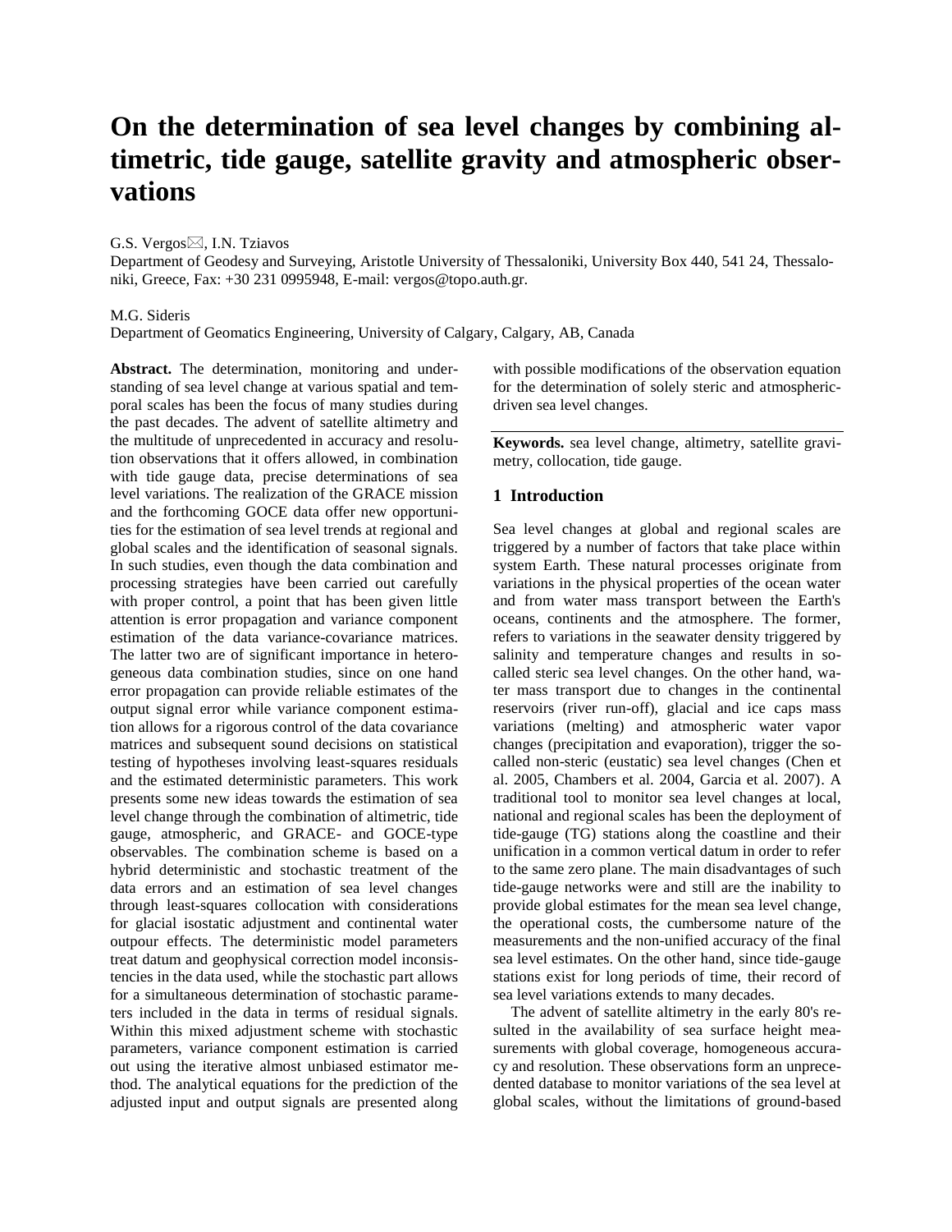# On the determination of sea level changes by combining altimetric, tide gauge, satellite gravity and atmospheric observations

G.S. Vergos✉, I.N. Tziavos

Department of Geodesy and Surveying, Aristotle University of Thessaloniki, University Box 440, 541 24, Thessaloniki, Greece, Fax: +30 231 0995948, E-mail: vergos@topo.auth.gr.

M.G. Sideris

Department of Geomatics Engineering, University of Calgary, Calgary, AB, Canada

**Abstract.** The determination, monitoring and understanding of sea level change at various spatial and temporal scales has been the focus of many studies during the past decades. The advent of satellite altimetry and the multitude of unprecedented in accuracy and resolution observations that it offers allowed, in combination with tide gauge data, precise determinations of sea level variations. The realization of the GRACE mission and the forthcoming GOCE data offer new opportunities for the estimation of sea level trends at regional and global scales and the identification of seasonal signals. In such studies, even though the data combination and processing strategies have been carried out carefully with proper control, a point that has been given little attention is error propagation and variance component estimation of the data variance-covariance matrices. The latter two are of significant importance in heterogeneous data combination studies, since on one hand error propagation can provide reliable estimates of the output signal error while variance component estimation allows for a rigorous control of the data covariance matrices and subsequent sound decisions on statistical testing of hypotheses involving least-squares residuals and the estimated deterministic parameters. This work presents some new ideas towards the estimation of sea level change through the combination of altimetric, tide gauge, atmospheric, and GRACE- and GOCE-type observables. The combination scheme is based on a hybrid deterministic and stochastic treatment of the data errors and an estimation of sea level changes through least-squares collocation with considerations for glacial isostatic adjustment and continental water outpour effects. The deterministic model parameters treat datum and geophysical correction model inconsistencies in the data used, while the stochastic part allows for a simultaneous determination of stochastic parameters included in the data in terms of residual signals. Within this mixed adjustment scheme with stochastic parameters, variance component estimation is carried out using the iterative almost unbiased estimator method. The analytical equations for the prediction of the adjusted input and output signals are presented along with possible modifications of the observation equation for the determination of solely steric and atmospheric-driven sea level changes.

**Keywords.** sea level change, altimetry, satellite gravimetry, collocation, tide gauge.

## 1 Introduction

Sea level changes at global and regional scales are triggered by a number of factors that take place within system Earth. These natural processes originate from variations in the physical properties of the ocean water and from water mass transport between the Earth's oceans, continents and the atmosphere. The former, refers to variations in the seawater density triggered by salinity and temperature changes and results in so-called steric sea level changes. On the other hand, water mass transport due to changes in the continental reservoirs (river run-off), glacial and ice caps mass variations (melting) and atmospheric water vapor changes (precipitation and evaporation), trigger the so-called non-steric (eustatic) sea level changes (Chen et al. 2005, Chambers et al. 2004, Garcia et al. 2007). A traditional tool to monitor sea level changes at local, national and regional scales has been the deployment of tide-gauge (TG) stations along the coastline and their unification in a common vertical datum in order to refer to the same zero plane. The main disadvantages of such tide-gauge networks were and still are the inability to provide global estimates for the mean sea level change, the operational costs, the cumbersome nature of the measurements and the non-unified accuracy of the final sea level estimates. On the other hand, since tide-gauge stations exist for long periods of time, their record of sea level variations extends to many decades.

The advent of satellite altimetry in the early 80's resulted in the availability of sea surface height measurements with global coverage, homogeneous accuracy and resolution. These observations form an unprecedented database to monitor variations of the sea level at global scales, without the limitations of ground-based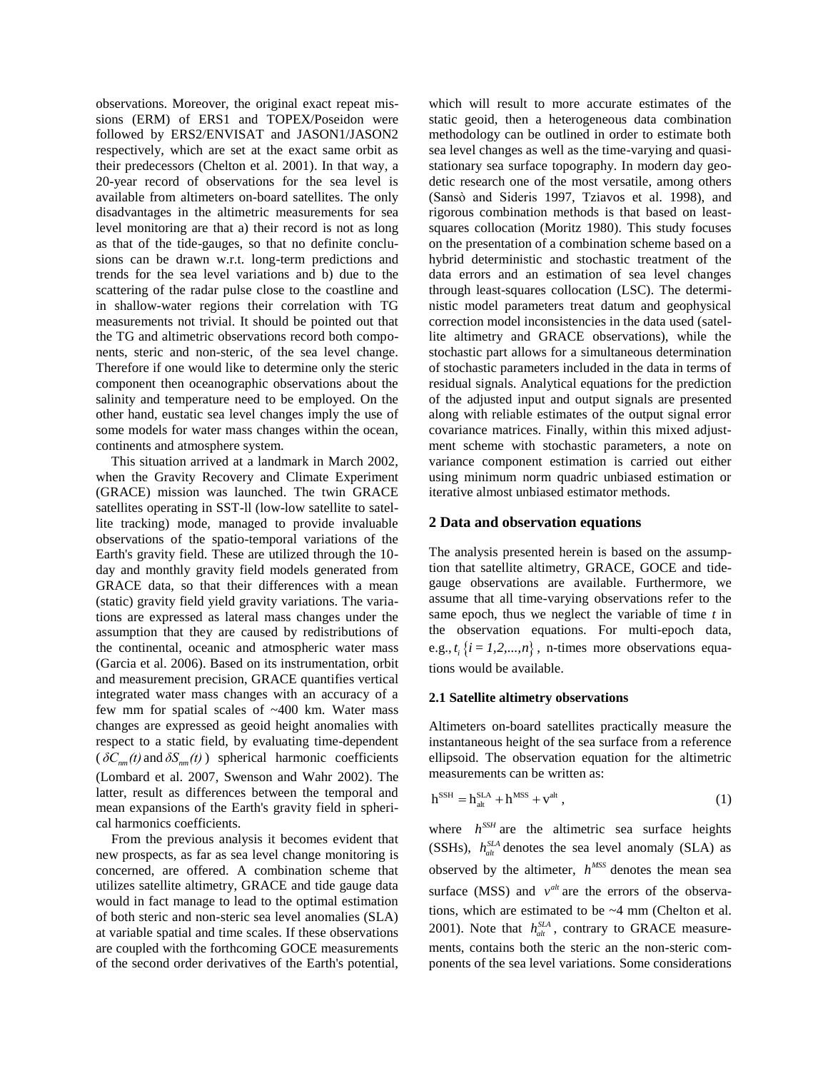observations. Moreover, the original exact repeat missions (ERM) of ERS1 and TOPEX/Poseidon were followed by ERS2/ENVISAT and JASON1/JASON2 respectively, which are set at the exact same orbit as their predecessors (Chelton et al. 2001). In that way, a 20-year record of observations for the sea level is available from altimeters on-board satellites. The only disadvantages in the altimetric measurements for sea level monitoring are that a) their record is not as long as that of the tide-gauges, so that no definite conclusions can be drawn w.r.t. long-term predictions and trends for the sea level variations and b) due to the scattering of the radar pulse close to the coastline and in shallow-water regions their correlation with TG measurements not trivial. It should be pointed out that the TG and altimetric observations record both components, steric and non-steric, of the sea level change. Therefore if one would like to determine only the steric component then oceanographic observations about the salinity and temperature need to be employed. On the other hand, eustatic sea level changes imply the use of some models for water mass changes within the ocean, continents and atmosphere system.

This situation arrived at a landmark in March 2002, when the Gravity Recovery and Climate Experiment (GRACE) mission was launched. The twin GRACE satellites operating in SST-ll (low-low satellite to satellite tracking) mode, managed to provide invaluable observations of the spatio-temporal variations of the Earth's gravity field. These are utilized through the 10-day and monthly gravity field models generated from GRACE data, so that their differences with a mean (static) gravity field yield gravity variations. The variations are expressed as lateral mass changes under the assumption that they are caused by redistributions of the continental, oceanic and atmospheric water mass (Garcia et al. 2006). Based on its instrumentation, orbit and measurement precision, GRACE quantifies vertical integrated water mass changes with an accuracy of a few mm for spatial scales of ~400 km. Water mass changes are expressed as geoid height anomalies with respect to a static field, by evaluating time-dependent ($\delta C_{nm}(t)$ and $\delta S_{nm}(t)$) spherical harmonic coefficients (Lombard et al. 2007, Swenson and Wahr 2002). The latter, result as differences between the temporal and mean expansions of the Earth's gravity field in spherical harmonics coefficients.

From the previous analysis it becomes evident that new prospects, as far as sea level change monitoring is concerned, are offered. A combination scheme that utilizes satellite altimetry, GRACE and tide gauge data would in fact manage to lead to the optimal estimation of both steric and non-steric sea level anomalies (SLA) at variable spatial and time scales. If these observations are coupled with the forthcoming GOCE measurements of the second order derivatives of the Earth's potential, which will result to more accurate estimates of the static geoid, then a heterogeneous data combination methodology can be outlined in order to estimate both sea level changes as well as the time-varying and quasi-stationary sea surface topography. In modern day geodetic research one of the most versatile, among others (Sansò and Sideris 1997, Tziavos et al. 1998), and rigorous combination methods is that based on least-squares collocation (Moritz 1980). This study focuses on the presentation of a combination scheme based on a hybrid deterministic and stochastic treatment of the data errors and an estimation of sea level changes through least-squares collocation (LSC). The deterministic model parameters treat datum and geophysical correction model inconsistencies in the data used (satellite altimetry and GRACE observations), while the stochastic part allows for a simultaneous determination of stochastic parameters included in the data in terms of residual signals. Analytical equations for the prediction of the adjusted input and output signals are presented along with reliable estimates of the output signal error covariance matrices. Finally, within this mixed adjustment scheme with stochastic parameters, a note on variance component estimation is carried out either using minimum norm quadric unbiased estimation or iterative almost unbiased estimator methods.

## 2 Data and observation equations

The analysis presented herein is based on the assumption that satellite altimetry, GRACE, GOCE and tide-gauge observations are available. Furthermore, we assume that all time-varying observations refer to the same epoch, thus we neglect the variable of time $t$ in the observation equations. For multi-epoch data, e.g., $t_i\{i = 1,2,...,n\}$, n-times more observations equations would be available.

### 2.1 Satellite altimetry observations

Altimeters on-board satellites practically measure the instantaneous height of the sea surface from a reference ellipsoid. The observation equation for the altimetric measurements can be written as:

$$\mathrm{h}^{\mathrm{SSH}} = \mathrm{h}_{\mathrm{alt}}^{\mathrm{SLA}} + \mathrm{h}^{\mathrm{MSS}} + \mathrm{v}^{\mathrm{alt}} , \tag{1}$$

where $h^{SSH}$ are the altimetric sea surface heights (SSHs), $h_{alt}^{SLA}$ denotes the sea level anomaly (SLA) as observed by the altimeter, $h^{MSS}$ denotes the mean sea surface (MSS) and $v^{alt}$ are the errors of the observations, which are estimated to be ~4 mm (Chelton et al. 2001). Note that $h_{alt}^{SLA}$, contrary to GRACE measurements, contains both the steric an the non-steric components of the sea level variations. Some considerations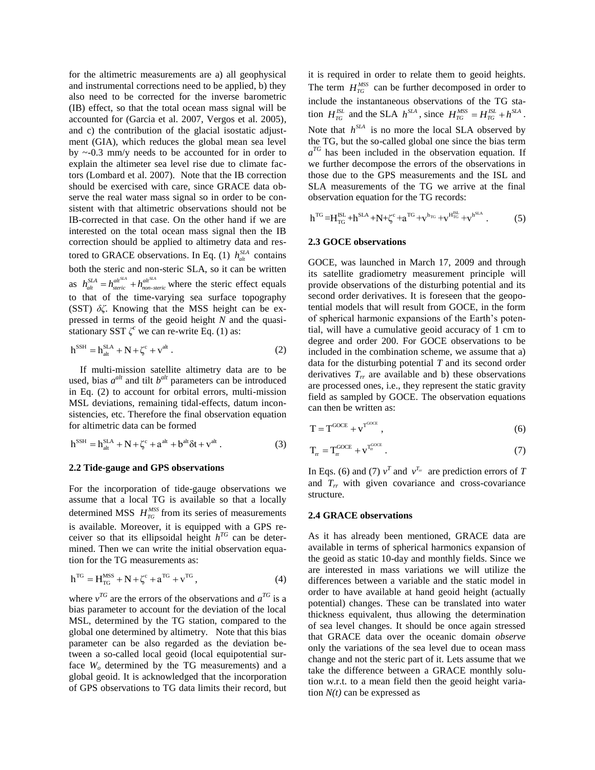for the altimetric measurements are a) all geophysical and instrumental corrections need to be applied, b) they also need to be corrected for the inverse barometric (IB) effect, so that the total ocean mass signal will be accounted for (Garcia et al. 2007, Vergos et al. 2005), and c) the contribution of the glacial isostatic adjustment (GIA), which reduces the global mean sea level by ~-0.3 mm/y needs to be accounted for in order to explain the altimeter sea level rise due to climate factors (Lombard et al. 2007). Note that the IB correction should be exercised with care, since GRACE data observe the real water mass signal so in order to be consistent with that altimetric observations should not be IB-corrected in that case. On the other hand if we are interested on the total ocean mass signal then the IB correction should be applied to altimetry data and restored to GRACE observations. In Eq. (1) $h_{alt}^{SLA}$ contains both the steric and non-steric SLA, so it can be written as $h_{alt}^{SLA} = h_{steric}^{alt^{SLA}} + h_{non\text{-}steric}^{alt^{SLA}}$ where the steric effect equals to that of the time-varying sea surface topography (SST) $\delta\zeta$. Knowing that the MSS height can be expressed in terms of the geoid height $N$ and the quasi-stationary SST $\zeta^c$ we can re-write Eq. (1) as:

$$h^{SSH} = h_{alt}^{SLA} + N + \zeta^c + v^{alt} \, . \tag{2}$$

If multi-mission satellite altimetry data are to be used, bias $a^{alt}$ and tilt $b^{alt}$ parameters can be introduced in Eq. (2) to account for orbital errors, multi-mission MSL deviations, remaining tidal-effects, datum inconsistencies, etc. Therefore the final observation equation for altimetric data can be formed

$$h^{SSH} = h_{alt}^{SLA} + N + \zeta^c + a^{alt} + b^{alt}\delta t + v^{alt} \, . \tag{3}$$

### 2.2 Tide-gauge and GPS observations

For the incorporation of tide-gauge observations we assume that a local TG is available so that a locally determined MSS $H_{TG}^{MSS}$ from its series of measurements is available. Moreover, it is equipped with a GPS receiver so that its ellipsoidal height $h^{TG}$ can be determined. Then we can write the initial observation equation for the TG measurements as:

$$h^{TG} = H_{TG}^{MSS} + N + \zeta^c + a^{TG} + v^{TG} \, , \tag{4}$$

where $v^{TG}$ are the errors of the observations and $a^{TG}$ is a bias parameter to account for the deviation of the local MSL, determined by the TG station, compared to the global one determined by altimetry. Note that this bias parameter can be also regarded as the deviation between a so-called local geoid (local equipotential surface $W_o$ determined by the TG measurements) and a global geoid. It is acknowledged that the incorporation of GPS observations to TG data limits their record, but it is required in order to relate them to geoid heights. The term $H_{TG}^{MSS}$ can be further decomposed in order to include the instantaneous observations of the TG station $H_{TG}^{ISL}$ and the SLA $h^{SLA}$, since $H_{TG}^{MSS} = H_{TG}^{ISL} + h^{SLA}$. Note that $h^{SLA}$ is no more the local SLA observed by the TG, but the so-called global one since the bias term $a^{TG}$ has been included in the observation equation. If we further decompose the errors of the observations in those due to the GPS measurements and the ISL and SLA measurements of the TG we arrive at the final observation equation for the TG records:

$$h^{TG} = H_{TG}^{ISL} + h^{SLA} + N + \zeta^c + a^{TG} + v^{h_{TG}} + v^{H_{TG}^{ISL}} + v^{h^{SLA}} \, . \tag{5}$$

### 2.3 GOCE observations

GOCE, was launched in March 17, 2009 and through its satellite gradiometry measurement principle will provide observations of the disturbing potential and its second order derivatives. It is foreseen that the geopotential models that will result from GOCE, in the form of spherical harmonic expansions of the Earth's potential, will have a cumulative geoid accuracy of 1 cm to degree and order 200. For GOCE observations to be included in the combination scheme, we assume that a) data for the disturbing potential $T$ and its second order derivatives $T_{rr}$ are available and b) these observations are processed ones, i.e., they represent the static gravity field as sampled by GOCE. The observation equations can then be written as:

$$T = T^{GOCE} + v^{T^{GOCE}} \, , \tag{6}$$

$$T_{rr} = T_{rr}^{GOCE} + v^{T_{rr}^{GOCE}} \, . \tag{7}$$

In Eqs. (6) and (7) $v^T$ and $v^{T_{rr}}$ are prediction errors of $T$ and $T_{rr}$ with given covariance and cross-covariance structure.

### 2.4 GRACE observations

As it has already been mentioned, GRACE data are available in terms of spherical harmonics expansion of the geoid as static 10-day and monthly fields. Since we are interested in mass variations we will utilize the differences between a variable and the static model in order to have available at hand geoid height (actually potential) changes. These can be translated into water thickness equivalent, thus allowing the determination of sea level changes. It should be once again stressed that GRACE data over the oceanic domain *observe* only the variations of the sea level due to ocean mass change and not the steric part of it. Lets assume that we take the difference between a GRACE monthly solution w.r.t. to a mean field then the geoid height variation $N(t)$ can be expressed as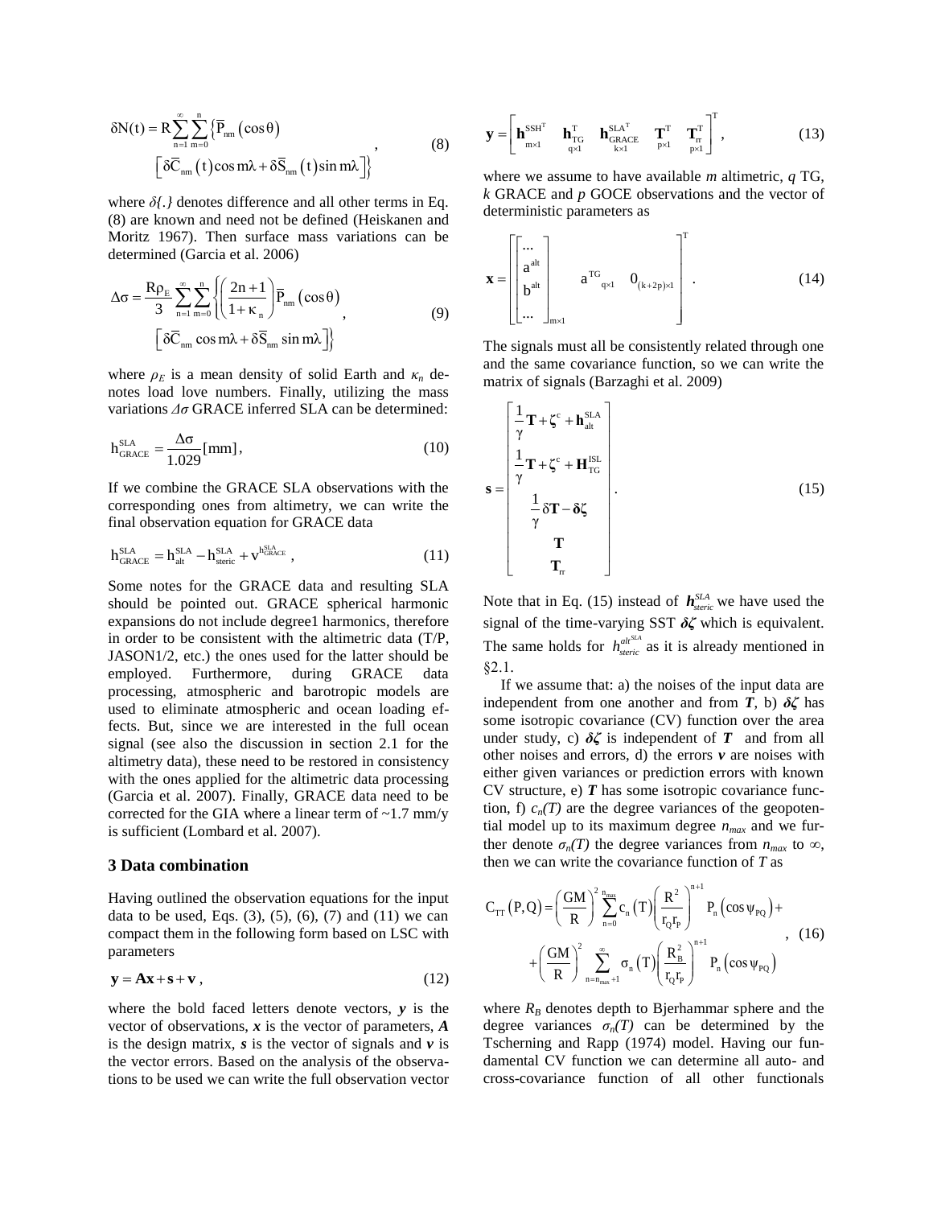$$\delta N(t) = R\sum_{n=1}^{\infty}\sum_{m=0}^{n}\left\{\bar{P}_{nm}\left(\cos\theta\right)\right. \\ \left.\left[\delta\bar{C}_{nm}\left(t\right)\cos m\lambda + \delta\bar{S}_{nm}\left(t\right)\sin m\lambda\right]\right\}, \tag{8}$$

where $\delta\{.\}$ denotes difference and all other terms in Eq. (8) are known and need not be defined (Heiskanen and Moritz 1967). Then surface mass variations can be determined (Garcia et al. 2006)

$$\Delta\sigma = \frac{R\rho_E}{3}\sum_{n=1}^{\infty}\sum_{m=0}^{n}\left\{\left(\frac{2n+1}{1+\kappa_n}\right)\bar{P}_{nm}\left(\cos\theta\right)\right. \\ \left.\left[\delta\bar{C}_{nm}\cos m\lambda + \delta\bar{S}_{nm}\sin m\lambda\right]\right\}, \tag{9}$$

where $\rho_E$ is a mean density of solid Earth and $\kappa_n$ denotes load love numbers. Finally, utilizing the mass variations $\Delta\sigma$ GRACE inferred SLA can be determined:

$$h_{GRACE}^{SLA} = \frac{\Delta\sigma}{1.029}[\text{mm}], \tag{10}$$

If we combine the GRACE SLA observations with the corresponding ones from altimetry, we can write the final observation equation for GRACE data

$$h_{GRACE}^{SLA} = h_{alt}^{SLA} - h_{steric}^{SLA} + v^{h_{GRACE}^{SLA}}, \tag{11}$$

Some notes for the GRACE data and resulting SLA should be pointed out. GRACE spherical harmonic expansions do not include degree1 harmonics, therefore in order to be consistent with the altimetric data (T/P, JASON1/2, etc.) the ones used for the latter should be employed. Furthermore, during GRACE data processing, atmospheric and barotropic models are used to eliminate atmospheric and ocean loading effects. But, since we are interested in the full ocean signal (see also the discussion in section 2.1 for the altimetry data), these need to be restored in consistency with the ones applied for the altimetric data processing (Garcia et al. 2007). Finally, GRACE data need to be corrected for the GIA where a linear term of ~1.7 mm/y is sufficient (Lombard et al. 2007).

## 3 Data combination

Having outlined the observation equations for the input data to be used, Eqs. (3), (5), (6), (7) and (11) we can compact them in the following form based on LSC with parameters

$$\mathbf{y} = \mathbf{A}\mathbf{x} + \mathbf{s} + \mathbf{v}, \tag{12}$$

where the bold faced letters denote vectors, $\boldsymbol{y}$ is the vector of observations, $\boldsymbol{x}$ is the vector of parameters, $\boldsymbol{A}$ is the design matrix, $\boldsymbol{s}$ is the vector of signals and $\boldsymbol{v}$ is the vector errors. Based on the analysis of the observations to be used we can write the full observation vector

$$\mathbf{y} = \begin{bmatrix} \underset{m\times 1}{\mathbf{h}^{SSH^T}} & \underset{q\times 1}{\mathbf{h}_{TG}^{T}} & \underset{k\times 1}{\mathbf{h}_{GRACE}^{SLA^T}} & \underset{p\times 1}{\mathbf{T}^{T}} & \underset{p\times 1}{\mathbf{T}_{rr}^{T}} \end{bmatrix}^T, \tag{13}$$

where we assume to have available $m$ altimetric, $q$ TG, $k$ GRACE and $p$ GOCE observations and the vector of deterministic parameters as

$$\mathbf{x} = \begin{bmatrix} \begin{bmatrix} \ldots \\ a^{alt} \\ b^{alt} \\ \ldots \end{bmatrix}_{m\times 1} & a^{TG}{}_{q\times 1} & 0_{(k+2p)\times 1} \end{bmatrix}^T. \tag{14}$$

The signals must all be consistently related through one and the same covariance function, so we can write the matrix of signals (Barzaghi et al. 2009)

$$\mathbf{s} = \begin{bmatrix} \frac{1}{\gamma}\mathbf{T} + \boldsymbol{\zeta}^c + \mathbf{h}_{alt}^{SLA} \\ \frac{1}{\gamma}\mathbf{T} + \boldsymbol{\zeta}^c + \mathbf{H}_{TG}^{ISL} \\ \frac{1}{\gamma}\delta\mathbf{T} - \boldsymbol{\delta\zeta} \\ \mathbf{T} \\ \mathbf{T}_{rr} \end{bmatrix}. \tag{15}$$

Note that in Eq. (15) instead of $\boldsymbol{h}_{steric}^{SLA}$ we have used the signal of the time-varying SST $\boldsymbol{\delta\zeta}$ which is equivalent. The same holds for $h_{steric}^{alt^{SLA}}$ as it is already mentioned in §2.1.

If we assume that: a) the noises of the input data are independent from one another and from $\boldsymbol{T}$, b) $\boldsymbol{\delta\zeta}$ has some isotropic covariance (CV) function over the area under study, c) $\boldsymbol{\delta\zeta}$ is independent of $\boldsymbol{T}$ and from all other noises and errors, d) the errors $\boldsymbol{v}$ are noises with either given variances or prediction errors with known CV structure, e) $\boldsymbol{T}$ has some isotropic covariance function, f) $c_n(T)$ are the degree variances of the geopotential model up to its maximum degree $n_{max}$ and we further denote $\sigma_n(T)$ the degree variances from $n_{max}$ to $\infty$, then we can write the covariance function of $T$ as

$$C_{TT}\left(P,Q\right) = \left(\frac{GM}{R}\right)^2\sum_{n=0}^{n_{max}} c_n\left(T\right)\left(\frac{R^2}{r_Q r_P}\right)^{n+1} P_n\left(\cos\psi_{PQ}\right) + \\ + \left(\frac{GM}{R}\right)^2\sum_{n=n_{max}+1}^{\infty}\sigma_n\left(T\right)\left(\frac{R_B^2}{r_Q r_P}\right)^{n+1} P_n\left(\cos\psi_{PQ}\right), \tag{16}$$

where $R_B$ denotes depth to Bjerhammar sphere and the degree variances $\sigma_n(T)$ can be determined by the Tscherning and Rapp (1974) model. Having our fundamental CV function we can determine all auto- and cross-covariance function of all other functionals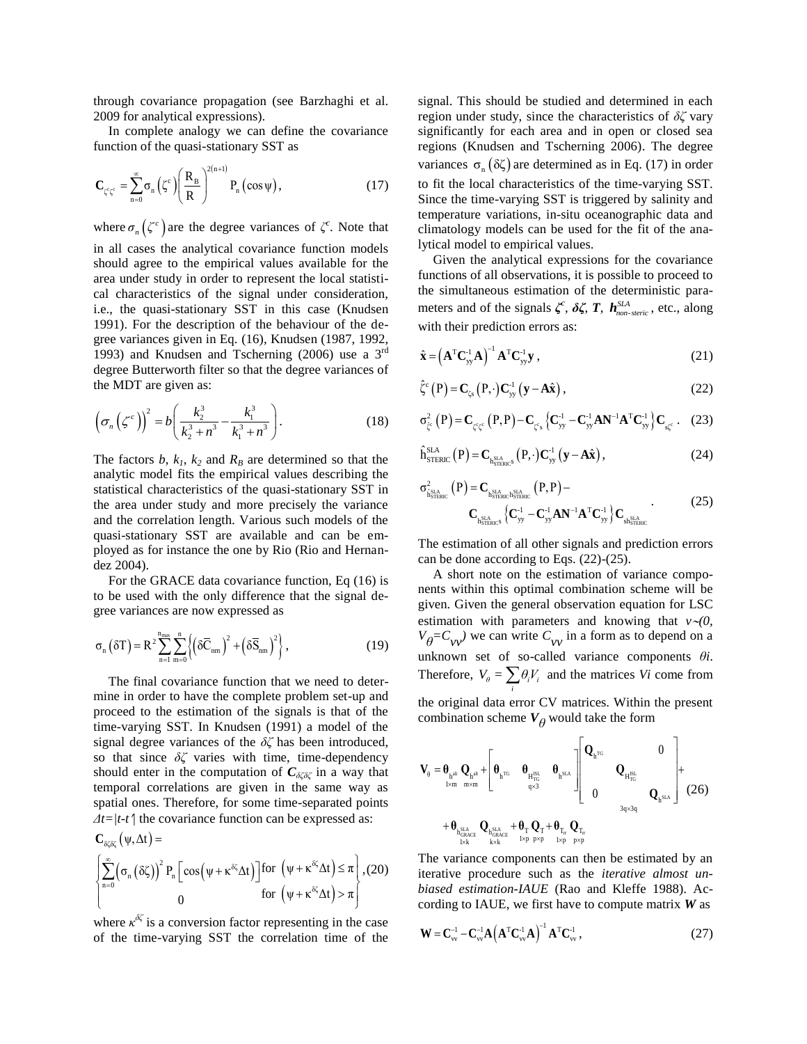through covariance propagation (see Barzhaghi et al. 2009 for analytical expressions).

In complete analogy we can define the covariance function of the quasi-stationary SST as

$$\mathbf{C}_{\zeta^c\zeta^c} = \sum_{n=0}^{\infty} \sigma_n\left(\zeta^c\right)\left(\frac{R_B}{R}\right)^{2(n+1)} P_n\left(\cos\psi\right), \tag{17}$$

where $\sigma_n\left(\zeta^c\right)$ are the degree variances of $\zeta^c$. Note that in all cases the analytical covariance function models should agree to the empirical values available for the area under study in order to represent the local statistical characteristics of the signal under consideration, i.e., the quasi-stationary SST in this case (Knudsen 1991). For the description of the behaviour of the degree variances given in Eq. (16), Knudsen (1987, 1992, 1993) and Knudsen and Tscherning (2006) use a 3rd degree Butterworth filter so that the degree variances of the MDT are given as:

$$\left(\sigma_n\left(\zeta^c\right)\right)^2 = b\left(\frac{k_2^3}{k_2^3+n^3} - \frac{k_1^3}{k_1^3+n^3}\right). \tag{18}$$

The factors $b$, $k_1$, $k_2$ and $R_B$ are determined so that the analytic model fits the empirical values describing the statistical characteristics of the quasi-stationary SST in the area under study and more precisely the variance and the correlation length. Various such models of the quasi-stationary SST are available and can be employed as for instance the one by Rio (Rio and Hernandez 2004).

For the GRACE data covariance function, Eq (16) is to be used with the only difference that the signal degree variances are now expressed as

$$\sigma_n\left(\delta T\right) = R^2 \sum_{n=1}^{n_{max}} \sum_{m=0}^{n} \left\{\left(\delta\overline{C}_{nm}\right)^2 + \left(\delta\overline{S}_{nm}\right)^2\right\}, \tag{19}$$

The final covariance function that we need to determine in order to have the complete problem set-up and proceed to the estimation of the signals is that of the time-varying SST. In Knudsen (1991) a model of the signal degree variances of the $\delta\zeta$ has been introduced, so that since $\delta\zeta$ varies with time, time-dependency should enter in the computation of $\boldsymbol{C}_{\delta\zeta\delta\zeta}$ in a way that temporal correlations are given in the same way as spatial ones. Therefore, for some time-separated points $\Delta t=|t-t'|$ the covariance function can be expressed as:

$$\mathbf{C}_{\delta\zeta\delta\zeta}\left(\psi,\Delta t\right) = \begin{Bmatrix} \sum_{n=0}^{\infty}\left(\sigma_n\left(\delta\zeta\right)\right)^2 P_n\left[\cos\left(\psi+\kappa^{\delta\zeta}\Delta t\right)\right] & \text{for } \left(\psi+\kappa^{\delta\zeta}\Delta t\right)\le\pi \\ 0 & \text{for } \left(\psi+\kappa^{\delta\zeta}\Delta t\right)>\pi \end{Bmatrix}, \tag{20}$$

where $\kappa^{\delta\zeta}$ is a conversion factor representing in the case of the time-varying SST the correlation time of the signal. This should be studied and determined in each region under study, since the characteristics of $\delta\zeta$ vary significantly for each area and in open or closed sea regions (Knudsen and Tscherning 2006). The degree variances $\sigma_n\left(\delta\zeta\right)$ are determined as in Eq. (17) in order to fit the local characteristics of the time-varying SST. Since the time-varying SST is triggered by salinity and temperature variations, in-situ oceanographic data and climatology models can be used for the fit of the analytical model to empirical values.

Given the analytical expressions for the covariance functions of all observations, it is possible to proceed to the simultaneous estimation of the deterministic parameters and of the signals $\boldsymbol{\zeta^c}$, $\boldsymbol{\delta\zeta}$, $\boldsymbol{T}$, $\boldsymbol{h^{SLA}_{non-steric}}$, etc., along with their prediction errors as:

$$\hat{\mathbf{x}} = \left(\mathbf{A}^T\mathbf{C}_{yy}^{-1}\mathbf{A}\right)^{-1}\mathbf{A}^T\mathbf{C}_{yy}^{-1}\mathbf{y}, \tag{21}$$

$$\hat{\zeta}^c\left(P\right) = \mathbf{C}_{\zeta s}\left(P,\cdot\right)\mathbf{C}_{yy}^{-1}\left(\mathbf{y}-\mathbf{A}\hat{\mathbf{x}}\right), \tag{22}$$

$$\sigma^2_{\hat{\zeta}^c}\left(P\right) = \mathbf{C}_{\zeta^c\zeta^c}\left(P,P\right) - \mathbf{C}_{\zeta^c s}\left\{\mathbf{C}_{yy}^{-1} - \mathbf{C}_{yy}^{-1}\mathbf{A}\mathbf{N}^{-1}\mathbf{A}^T\mathbf{C}_{yy}^{-1}\right\}\mathbf{C}_{s\zeta^c}. \tag{23}$$

$$\hat{h}^{SLA}_{STERIC}\left(P\right) = \mathbf{C}_{h^{SLA}_{STERIC}s}\left(P,\cdot\right)\mathbf{C}_{yy}^{-1}\left(\mathbf{y}-\mathbf{A}\hat{\mathbf{x}}\right), \tag{24}$$

$$\begin{aligned}\sigma^2_{\hat{h}^{SLA}_{STERIC}}\left(P\right) = {} & \mathbf{C}_{h^{SLA}_{STERIC}h^{SLA}_{STERIC}}\left(P,P\right) - \\ & \mathbf{C}_{h^{SLA}_{STERIC}s}\left\{\mathbf{C}_{yy}^{-1} - \mathbf{C}_{yy}^{-1}\mathbf{A}\mathbf{N}^{-1}\mathbf{A}^T\mathbf{C}_{yy}^{-1}\right\}\mathbf{C}_{sh^{SLA}_{STERIC}}\end{aligned}. \tag{25}$$

The estimation of all other signals and prediction errors can be done according to Eqs. (22)-(25).

A short note on the estimation of variance components within this optimal combination scheme will be given. Given the general observation equation for LSC estimation with parameters and knowing that $v\sim(0, V_\theta=C_{vv})$ we can write $C_{vv}$ in a form as to depend on a unknown set of so-called variance components $\theta i$. Therefore, $V_\theta = \sum_i \theta_i V_i$ and the matrices $Vi$ come from the original data error CV matrices. Within the present combination scheme $\boldsymbol{V_\theta}$ would take the form

$$\begin{aligned}\mathbf{V}_\theta = {} & \underset{1\times m}{\boldsymbol{\theta}_{h^{alt}}}\,\underset{m\times m}{\mathbf{Q}_{h^{alt}}} + \underset{q\times 3}{\left[\boldsymbol{\theta}_{h^{TG}} \quad \boldsymbol{\theta}_{H^{ISL}_{TG}} \quad \boldsymbol{\theta}_{h^{SLA}}\right]}\underset{3q\times 3q}{\begin{bmatrix}\mathbf{Q}_{h^{TG}} & & 0 \\ & \mathbf{Q}_{H^{ISL}_{TG}} & \\ 0 & & \mathbf{Q}_{h^{SLA}}\end{bmatrix}} + \\ & \underset{1\times k}{\boldsymbol{\theta}_{h^{SLA}_{GRACE}}}\,\underset{k\times k}{\mathbf{Q}_{h^{SLA}_{GRACE}}} + \underset{1\times p}{\boldsymbol{\theta}_{T}}\,\underset{p\times p}{\mathbf{Q}_{T}} + \underset{1\times p}{\boldsymbol{\theta}_{T_{rr}}}\,\underset{p\times p}{\mathbf{Q}_{T_{rr}}}\end{aligned} \tag{26}$$

The variance components can then be estimated by an iterative procedure such as the *iterative almost unbiased estimation-IAUE* (Rao and Kleffe 1988). According to IAUE, we first have to compute matrix $\boldsymbol{W}$ as

$$\mathbf{W} = \mathbf{C}_{vv}^{-1} - \mathbf{C}_{vv}^{-1}\mathbf{A}\left(\mathbf{A}^T\mathbf{C}_{vv}^{-1}\mathbf{A}\right)^{-1}\mathbf{A}^T\mathbf{C}_{vv}^{-1}, \tag{27}$$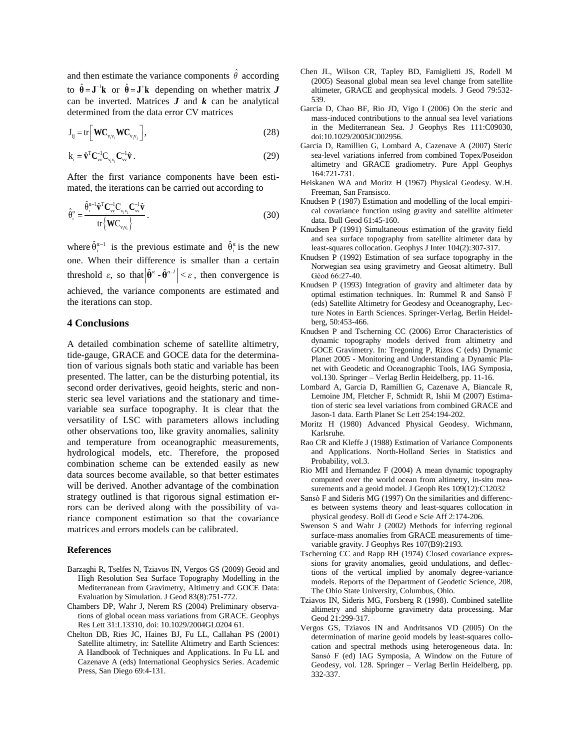and then estimate the variance components $\hat{\theta}$ according to $\hat{\boldsymbol{\theta}} = \mathbf{J}^{-1}\mathbf{k}$ or $\hat{\boldsymbol{\theta}} = \mathbf{J}^{+}\mathbf{k}$ depending on whether matrix $\boldsymbol{J}$ can be inverted. Matrices $\boldsymbol{J}$ and $\boldsymbol{k}$ can be analytical determined from the data error CV matrices

$$\mathrm{J}_{ij} = \mathrm{tr}\left[\mathbf{W}\mathbf{C}_{v_i v_i}\mathbf{W}\mathbf{C}_{v_j v_j}\right], \tag{28}$$

$$\mathrm{k}_i = \hat{\mathbf{v}}^{\mathrm{T}}\mathbf{C}_{vv}^{-1}\mathrm{C}_{v_i v_i}\mathbf{C}_{vv}^{-1}\hat{\mathbf{v}}\,. \tag{29}$$

After the first variance components have been estimated, the iterations can be carried out according to

$$\hat{\theta}_i^{\alpha} = \frac{\hat{\theta}_i^{\alpha-1}\hat{\mathbf{v}}^{\mathrm{T}}\mathbf{C}_{vv}^{-1}\mathrm{C}_{v_i v_i}\mathbf{C}_{vv}^{-1}\hat{\mathbf{v}}}{\mathrm{tr}\left\{\mathbf{W}\mathrm{C}_{v_i v_i}\right\}}\,. \tag{30}$$

where $\hat{\theta}_i^{\alpha-1}$ is the previous estimate and $\hat{\theta}_i^{\alpha}$ is the new one. When their difference is smaller than a certain threshold $\varepsilon$, so that $\left|\hat{\boldsymbol{\theta}}^{\alpha} - \hat{\boldsymbol{\theta}}^{\alpha-1}\right| < \varepsilon$, then convergence is achieved, the variance components are estimated and the iterations can stop.

## 4 Conclusions

A detailed combination scheme of satellite altimetry, tide-gauge, GRACE and GOCE data for the determination of various signals both static and variable has been presented. The latter, can be the disturbing potential, its second order derivatives, geoid heights, steric and non-steric sea level variations and the stationary and time-variable sea surface topography. It is clear that the versatility of LSC with parameters allows including other observations too, like gravity anomalies, salinity and temperature from oceanographic measurements, hydrological models, etc. Therefore, the proposed combination scheme can be extended easily as new data sources become available, so that better estimates will be derived. Another advantage of the combination strategy outlined is that rigorous signal estimation errors can be derived along with the possibility of variance component estimation so that the covariance matrices and errors models can be calibrated.

### References

Barzaghi R, Tselfes N, Tziavos IN, Vergos GS (2009) Geoid and High Resolution Sea Surface Topography Modelling in the Mediterranean from Gravimetry, Altimetry and GOCE Data: Evaluation by Simulation. J Geod 83(8):751-772.

Chambers DP, Wahr J, Nerem RS (2004) Preliminary observations of global ocean mass variations from GRACE. Geophys Res Lett 31:L13310, doi: 10.1029/2004GL0204 61.

Chelton DB, Ries JC, Haines BJ, Fu LL, Callahan PS (2001) Satellite altimetry, in: Satellite Altimetry and Earth Sciences: A Handbook of Techniques and Applications. In Fu LL and Cazenave A (eds) International Geophysics Series. Academic Press, San Diego 69:4-131.

Chen JL, Wilson CR, Tapley BD, Famiglietti JS, Rodell M (2005) Seasonal global mean sea level change from satellite altimeter, GRACE and geophysical models. J Geod 79:532-539.

Garcia D, Chao BF, Rio JD, Vigo I (2006) On the steric and mass-induced contributions to the annual sea level variations in the Mediterranean Sea. J Geophys Res 111:C09030, doi:10.1029/2005JC002956.

Garcia D, Ramillien G, Lombard A, Cazenave A (2007) Steric sea-level variations inferred from combined Topex/Poseidon altimetry and GRACE gradiometry. Pure Appl Geophys 164:721-731.

Heiskanen WA and Moritz H (1967) Physical Geodesy. W.H. Freeman, San Fransisco.

Knudsen P (1987) Estimation and modelling of the local empirical covariance function using gravity and satellite altimeter data. Bull Geod 61:45-160.

Knudsen P (1991) Simultaneous estimation of the gravity field and sea surface topography from satellite altimeter data by least-squares collocation. Geophys J Inter 104(2):307-317.

Knudsen P (1992) Estimation of sea surface topography in the Norwegian sea using gravimetry and Geosat altimetry. Bull Géod 66:27-40.

Knudsen P (1993) Integration of gravity and altimeter data by optimal estimation techniques. In: Rummel R and Sansò F (eds) Satellite Altimetry for Geodesy and Oceanography, Lecture Notes in Earth Sciences. Springer-Verlag, Berlin Heidelberg, 50:453-466.

Knudsen P and Tscherning CC (2006) Error Characteristics of dynamic topography models derived from altimetry and GOCE Gravimetry. In: Tregoning P, Rizos C (eds) Dynamic Planet 2005 - Monitoring and Understanding a Dynamic Planet with Geodetic and Oceanographic Tools, IAG Symposia, vol.130. Springer – Verlag Berlin Heidelberg, pp. 11-16.

Lombard A, Garcia D, Ramillien G, Cazenave A, Biancale R, Lemoine JM, Fletcher F, Schmidt R, Ishii M (2007) Estimation of steric sea level variations from combined GRACE and Jason-1 data. Earth Planet Sc Lett 254:194-202.

Moritz H (1980) Advanced Physical Geodesy. Wichmann, Karlsruhe.

Rao CR and Kleffe J (1988) Estimation of Variance Components and Applications. North-Holland Series in Statistics and Probability, vol.3.

Rio MH and Hernandez F (2004) A mean dynamic topography computed over the world ocean from altimetry, in-situ measurements and a geoid model. J Geoph Res 109(12):C12032

Sansò F and Sideris MG (1997) On the similarities and differences between systems theory and least-squares collocation in physical geodesy. Boll di Geod e Scie Aff 2:174-206.

Swenson S and Wahr J (2002) Methods for inferring regional surface-mass anomalies from GRACE measurements of time-variable gravity. J Geophys Res 107(B9):2193.

Tscherning CC and Rapp RH (1974) Closed covariance expressions for gravity anomalies, geoid undulations, and deflections of the vertical implied by anomaly degree-variance models. Reports of the Department of Geodetic Science, 208, The Ohio State University, Columbus, Ohio.

Tziavos IN, Sideris MG, Forsberg R (1998). Combined satellite altimetry and shipborne gravimetry data processing. Mar Geod 21:299-317.

Vergos GS, Tziavos IN and Andritsanos VD (2005) On the determination of marine geoid models by least-squares collocation and spectral methods using heterogeneous data. In: Sansó F (ed) IAG Symposia, A Window on the Future of Geodesy, vol. 128. Springer – Verlag Berlin Heidelberg, pp. 332-337.